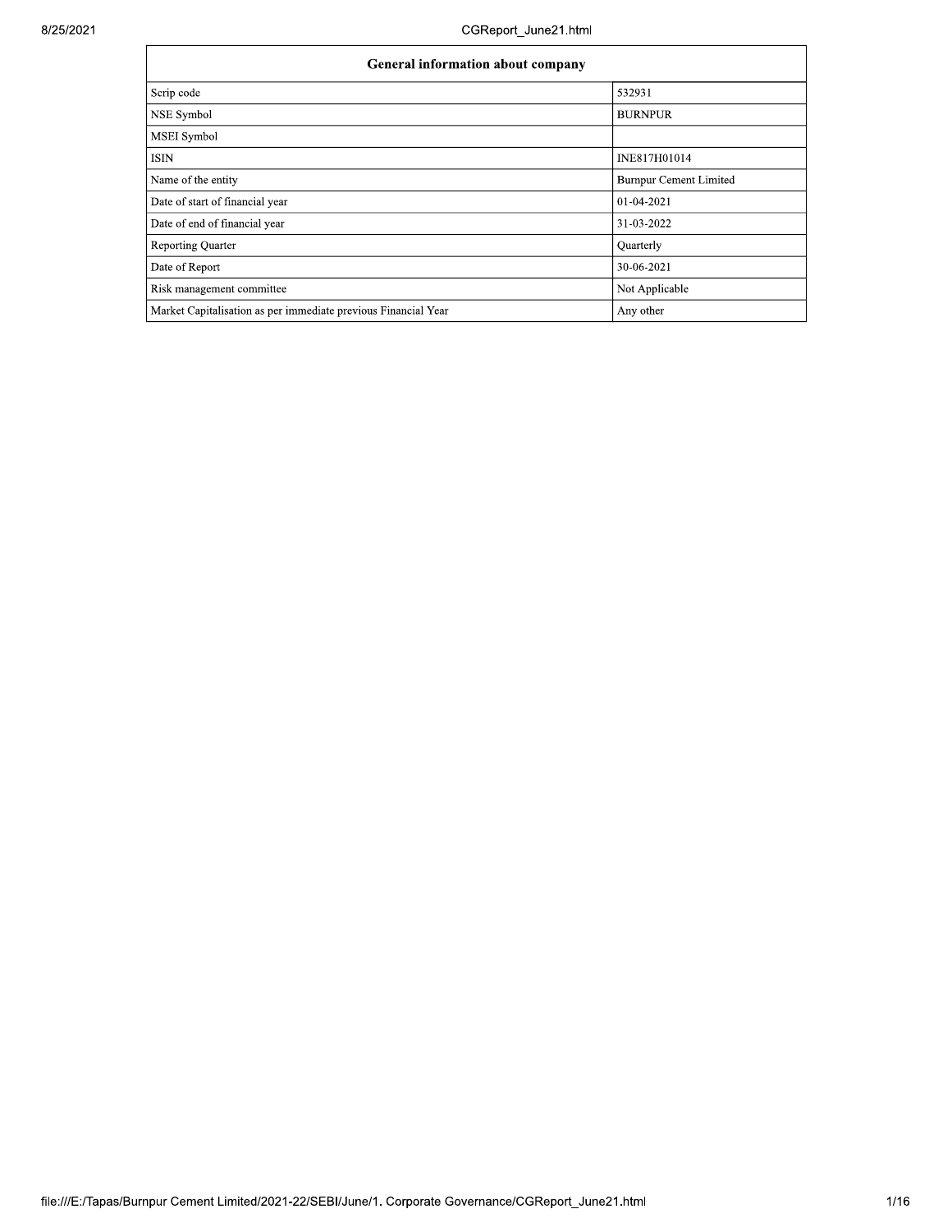| General information about company | |
|---|---|
| Scrip code | 532931 |
| NSE Symbol | BURNPUR |
| MSEI Symbol | |
| ISIN | INE817H01014 |
| Name of the entity | Burnpur Cement Limited |
| Date of start of financial year | 01-04-2021 |
| Date of end of financial year | 31-03-2022 |
| Reporting Quarter | Quarterly |
| Date of Report | 30-06-2021 |
| Risk management committee | Not Applicable |
| Market Capitalisation as per immediate previous Financial Year | Any other |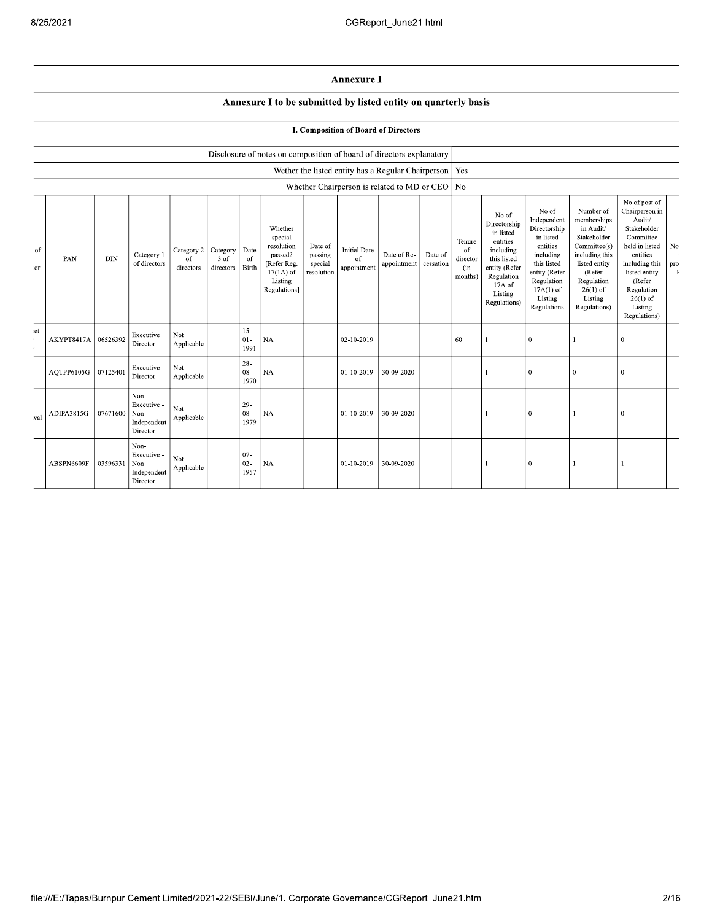## Annexure I

### Annexure I to be submitted by listed entity on quarterly basis

#### I. Composition of Board of Directors

| | |
|---|---|
| Disclosure of notes on composition of board of directors explanatory | |
| Wether the listed entity has a Regular Chairperson | Yes |
| Whether Chairperson is related to MD or CEO | No |

| of ...or | PAN | DIN | Category 1 of directors | Category 2 of directors | Category 3 of directors | Date of Birth | Whether special resolution passed? [Refer Reg. 17(1A) of Listing Regulations] | Date of passing special resolution | Initial Date of appointment | Date of Re-appointment | Date of cessation | Tenure of director (in months) | No of Directorship in listed entities including this listed entity (Refer Regulation 17A of Listing Regulations) | No of Independent Directorship in listed entities including this listed entity (Refer Regulation 17A(1) of Listing Regulations | Number of memberships in Audit/ Stakeholder Committee(s) including this listed entity (Refer Regulation 26(1) of Listing Regulations) | No of post of Chairperson in Audit/ Stakeholder Committee held in listed entities including this listed entity (Refer Regulation 26(1) of Listing Regulations) | No... pro... |
|---|---|---|---|---|---|---|---|---|---|---|---|---|---|---|---|---|---|
| ...et | AKYPT8417A | 06526392 | Executive Director | Not Applicable | | 15-01-1991 | NA | | 02-10-2019 | | | 60 | 1 | 0 | 1 | 0 | |
| | AQTPP6105G | 07125401 | Executive Director | Not Applicable | | 28-08-1970 | NA | | 01-10-2019 | 30-09-2020 | | | 1 | 0 | 0 | 0 | |
| ...wal | ADIPA3815G | 07671600 | Non-Executive - Non Independent Director | Not Applicable | | 29-08-1979 | NA | | 01-10-2019 | 30-09-2020 | | | 1 | 0 | 1 | 0 | |
| | ABSPN6609F | 03596331 | Non-Executive - Non Independent Director | Not Applicable | | 07-02-1957 | NA | | 01-10-2019 | 30-09-2020 | | | 1 | 0 | 1 | 1 | |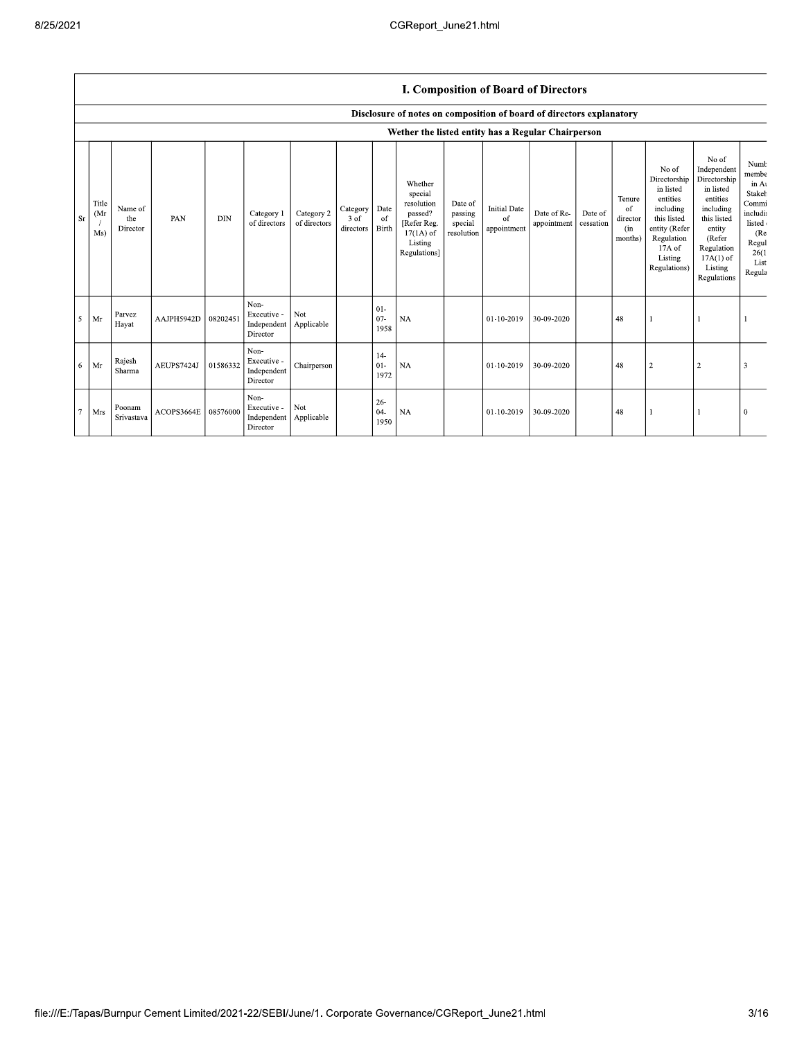## I. Composition of Board of Directors

### Disclosure of notes on composition of board of directors explanatory

### Wether the listed entity has a Regular Chairperson

| Sr | Title (Mr / Ms) | Name of the Director | PAN | DIN | Category 1 of directors | Category 2 of directors | Category 3 of directors | Date of Birth | Whether special resolution passed? [Refer Reg. 17(1A) of Listing Regulations] | Date of passing special resolution | Initial Date of appointment | Date of Re-appointment | Date of cessation | Tenure of director (in months) | No of Directorship in listed entities including this listed entity (Refer Regulation 17A of Listing Regulations) | No of Independent Directorship in listed entities including this listed entity (Refer Regulation 17A(1) of Listing Regulations | Numb membe in A Stakeh Commi includi listed (Re Regul 26(1 List Regula |
|---|---|---|---|---|---|---|---|---|---|---|---|---|---|---|---|---|---|
| 5 | Mr | Parvez Hayat | AAJPH5942D | 08202451 | Non-Executive - Independent Director | Not Applicable | | 01-07-1958 | NA | | 01-10-2019 | 30-09-2020 | | 48 | 1 | 1 | 1 |
| 6 | Mr | Rajesh Sharma | AEUPS7424J | 01586332 | Non-Executive - Independent Director | Chairperson | | 14-01-1972 | NA | | 01-10-2019 | 30-09-2020 | | 48 | 2 | 2 | 3 |
| 7 | Mrs | Poonam Srivastava | ACOPS3664E | 08576000 | Non-Executive - Independent Director | Not Applicable | | 26-04-1950 | NA | | 01-10-2019 | 30-09-2020 | | 48 | 1 | 1 | 0 |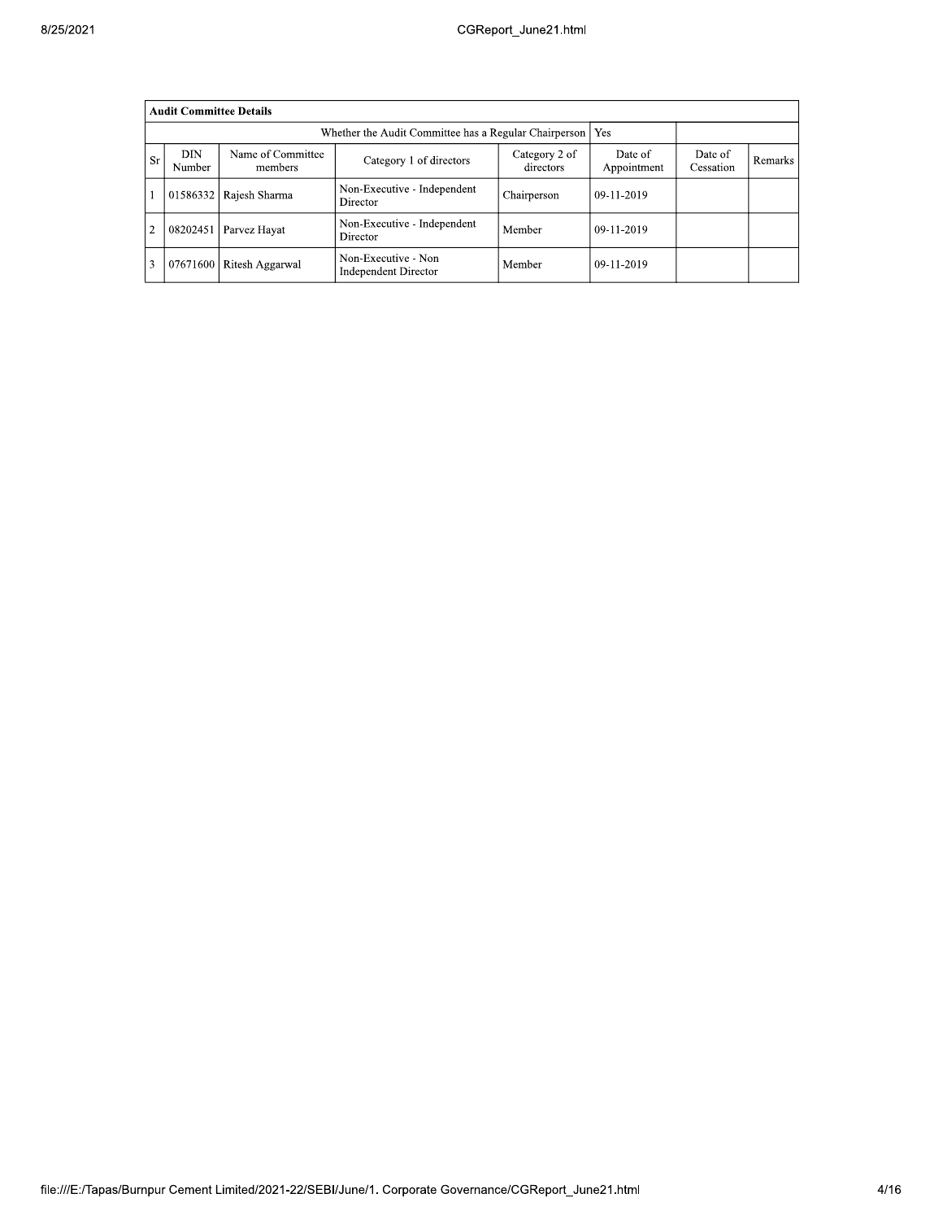| Audit Committee Details | | | | | | | |
|---|---|---|---|---|---|---|---|
| Whether the Audit Committee has a Regular Chairperson | | | | | Yes | | |
| Sr | DIN Number | Name of Committee members | Category 1 of directors | Category 2 of directors | Date of Appointment | Date of Cessation | Remarks |
| 1 | 01586332 | Rajesh Sharma | Non-Executive - Independent Director | Chairperson | 09-11-2019 | | |
| 2 | 08202451 | Parvez Hayat | Non-Executive - Independent Director | Member | 09-11-2019 | | |
| 3 | 07671600 | Ritesh Aggarwal | Non-Executive - Non Independent Director | Member | 09-11-2019 | | |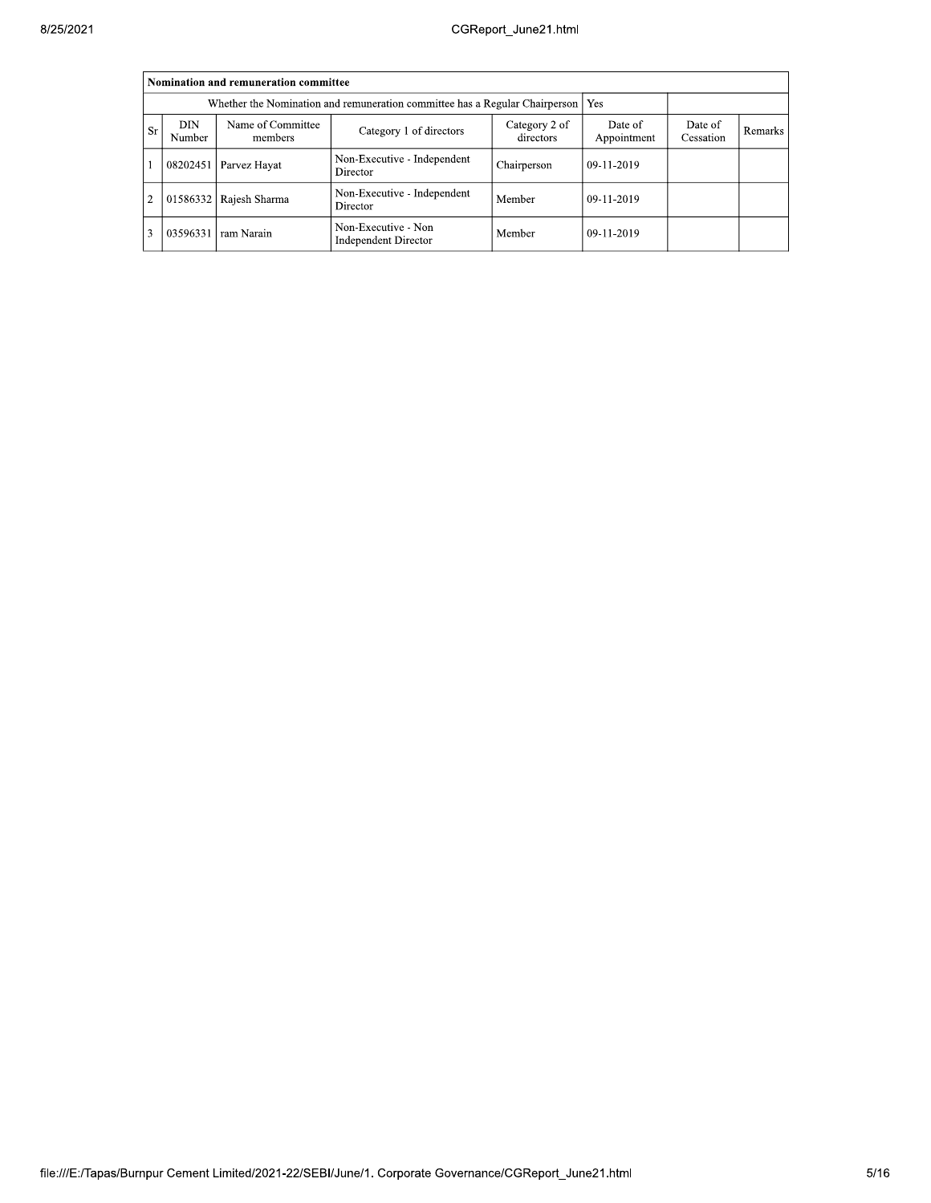| Nomination and remuneration committee | | | | | | | |
|---|---|---|---|---|---|---|---|
| Whether the Nomination and remuneration committee has a Regular Chairperson | | | | | Yes | | |
| Sr | DIN Number | Name of Committee members | Category 1 of directors | Category 2 of directors | Date of Appointment | Date of Cessation | Remarks |
| 1 | 08202451 | Parvez Hayat | Non-Executive - Independent Director | Chairperson | 09-11-2019 | | |
| 2 | 01586332 | Rajesh Sharma | Non-Executive - Independent Director | Member | 09-11-2019 | | |
| 3 | 03596331 | ram Narain | Non-Executive - Non Independent Director | Member | 09-11-2019 | | |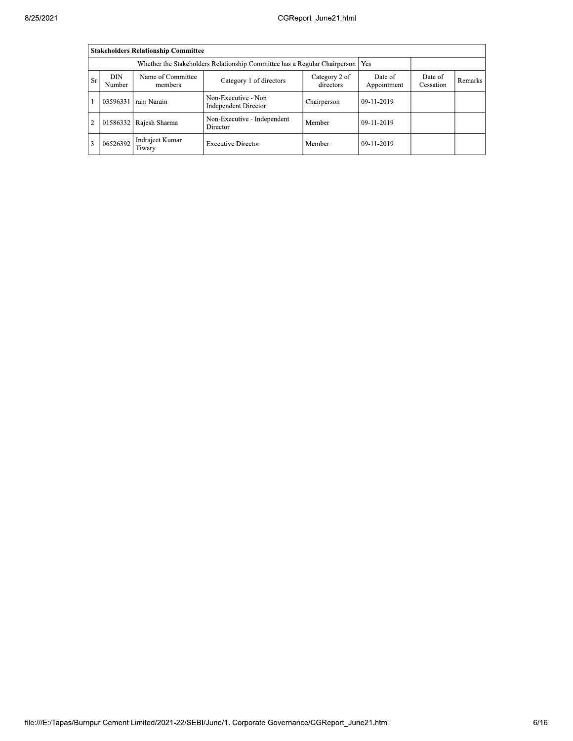| Stakeholders Relationship Committee | | | | | | | |
|---|---|---|---|---|---|---|---|
| Whether the Stakeholders Relationship Committee has a Regular Chairperson | | | | | Yes | | |
| Sr | DIN Number | Name of Committee members | Category 1 of directors | Category 2 of directors | Date of Appointment | Date of Cessation | Remarks |
| 1 | 03596331 | ram Narain | Non-Executive - Non Independent Director | Chairperson | 09-11-2019 | | |
| 2 | 01586332 | Rajesh Sharma | Non-Executive - Independent Director | Member | 09-11-2019 | | |
| 3 | 06526392 | Indrajeet Kumar Tiwary | Executive Director | Member | 09-11-2019 | | |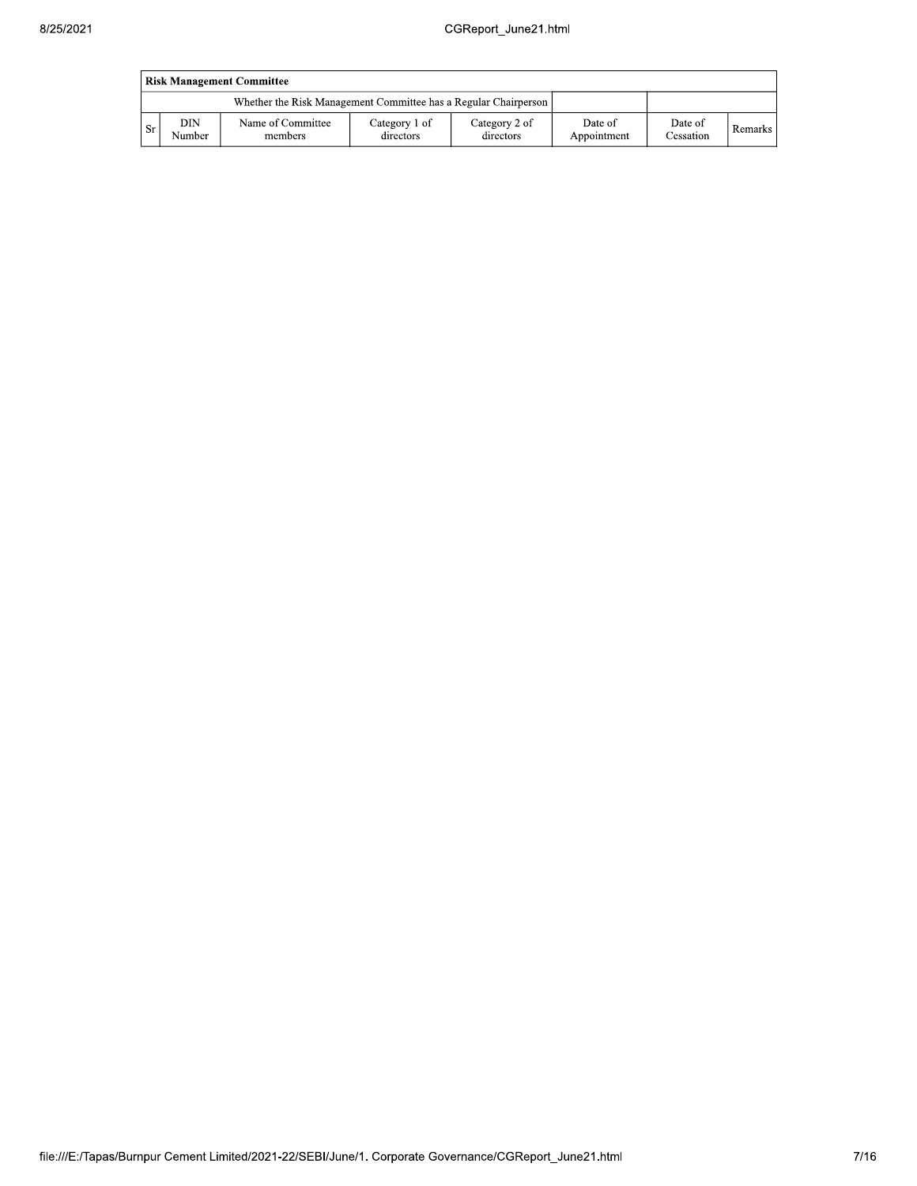| Risk Management Committee | | | | | | | |
|---|---|---|---|---|---|---|---|
| Whether the Risk Management Committee has a Regular Chairperson | | | | | | | |
| Sr | DIN Number | Name of Committee members | Category 1 of directors | Category 2 of directors | Date of Appointment | Date of Cessation | Remarks |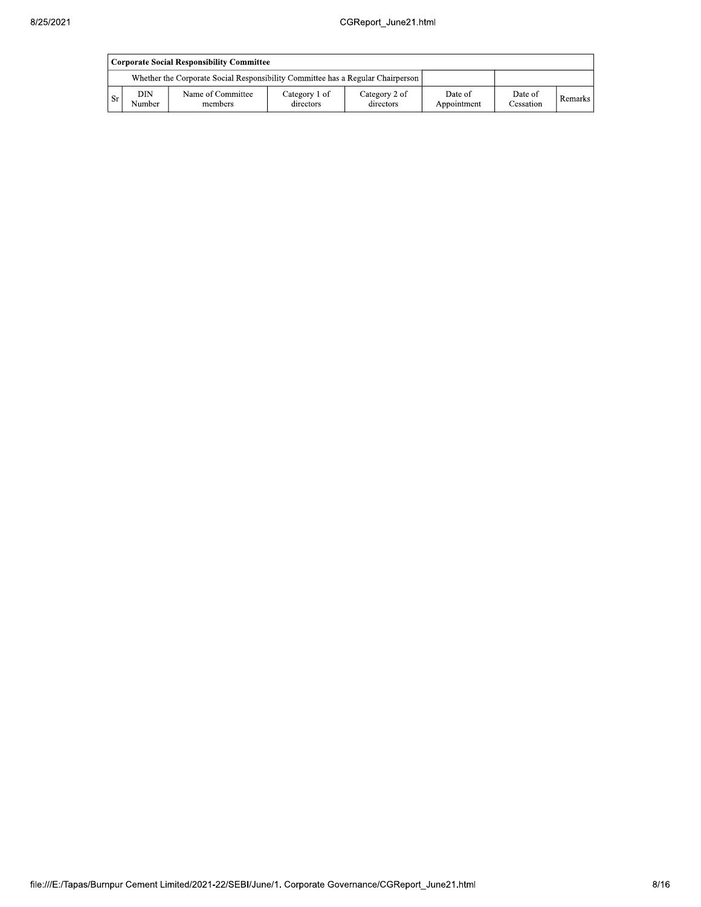| Corporate Social Responsibility Committee | | | | | | | |
|---|---|---|---|---|---|---|---|
| Whether the Corporate Social Responsibility Committee has a Regular Chairperson | | | | | | | |
| Sr | DIN Number | Name of Committee members | Category 1 of directors | Category 2 of directors | Date of Appointment | Date of Cessation | Remarks |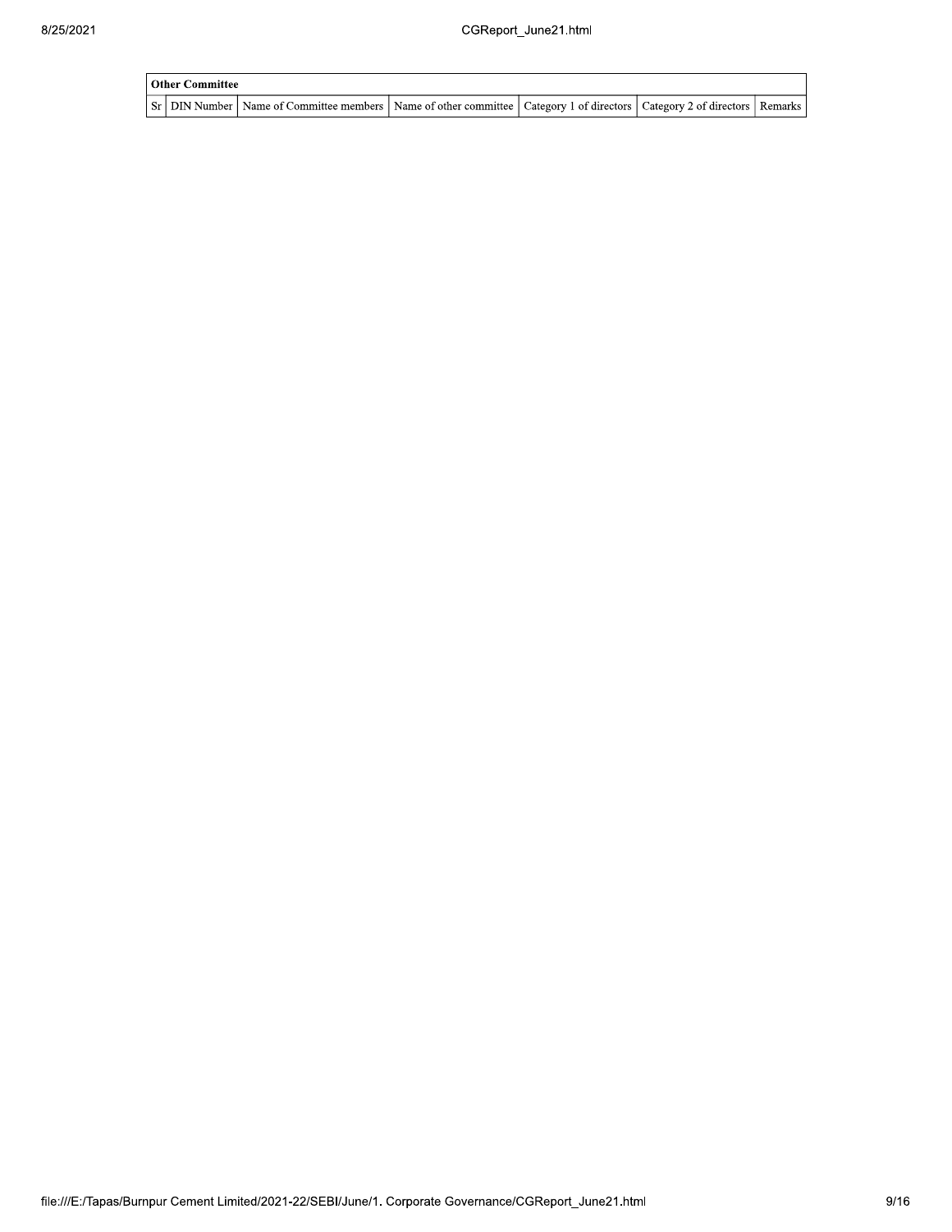| Other Committee | | | | | | |
|---|---|---|---|---|---|---|
| Sr | DIN Number | Name of Committee members | Name of other committee | Category 1 of directors | Category 2 of directors | Remarks |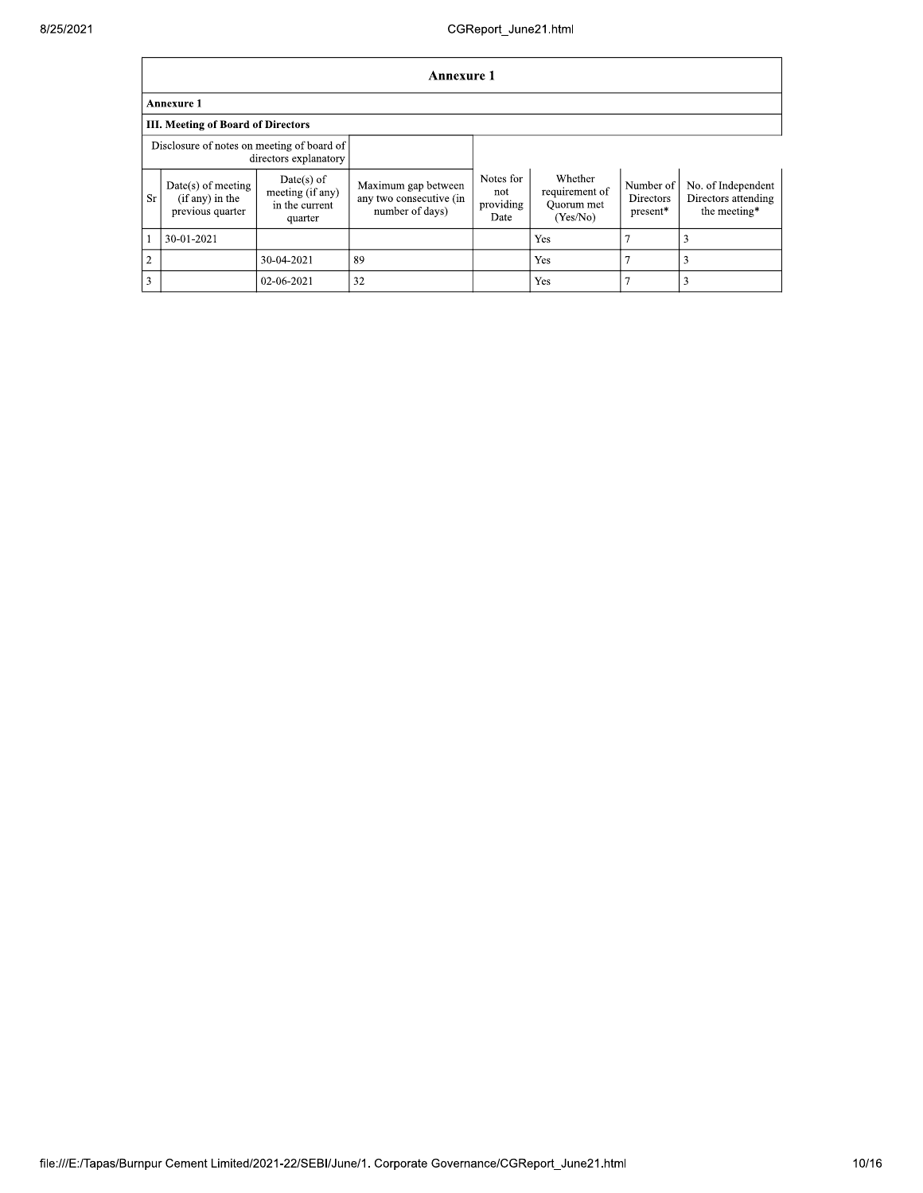## Annexure 1

### Annexure 1

### III. Meeting of Board of Directors

| Disclosure of notes on meeting of board of directors explanatory | | | | | | | |
|---|---|---|---|---|---|---|---|
| Sr | Date(s) of meeting (if any) in the previous quarter | Date(s) of meeting (if any) in the current quarter | Maximum gap between any two consecutive (in number of days) | Notes for not providing Date | Whether requirement of Quorum met (Yes/No) | Number of Directors present* | No. of Independent Directors attending the meeting* |
| 1 | 30-01-2021 | | | | Yes | 7 | 3 |
| 2 | | 30-04-2021 | 89 | | Yes | 7 | 3 |
| 3 | | 02-06-2021 | 32 | | Yes | 7 | 3 |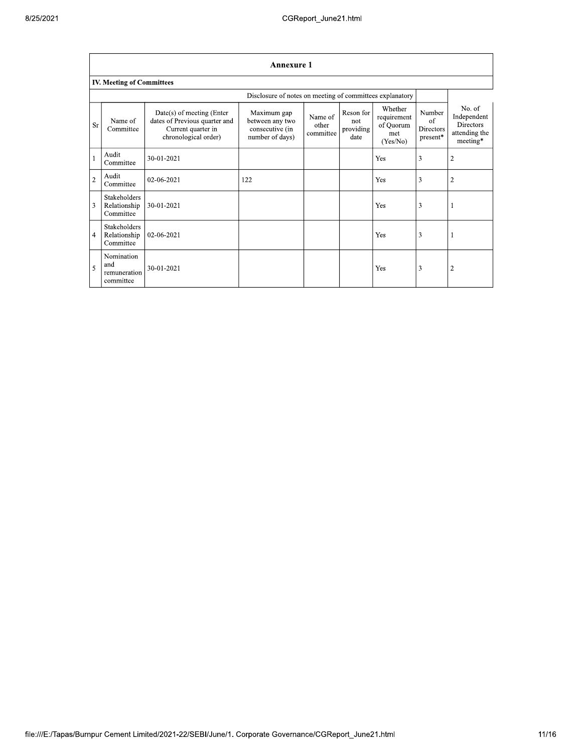## Annexure 1

### IV. Meeting of Committees

| | | | Disclosure of notes on meeting of committees explanatory | | | | | |
|---|---|---|---|---|---|---|---|---|
| Sr | Name of Committee | Date(s) of meeting (Enter dates of Previous quarter and Current quarter in chronological order) | Maximum gap between any two consecutive (in number of days) | Name of other committee | Reson for not providing date | Whether requirement of Quorum met (Yes/No) | Number of Directors present* | No. of Independent Directors attending the meeting* |
| 1 | Audit Committee | 30-01-2021 | | | | Yes | 3 | 2 |
| 2 | Audit Committee | 02-06-2021 | 122 | | | Yes | 3 | 2 |
| 3 | Stakeholders Relationship Committee | 30-01-2021 | | | | Yes | 3 | 1 |
| 4 | Stakeholders Relationship Committee | 02-06-2021 | | | | Yes | 3 | 1 |
| 5 | Nomination and remuneration committee | 30-01-2021 | | | | Yes | 3 | 2 |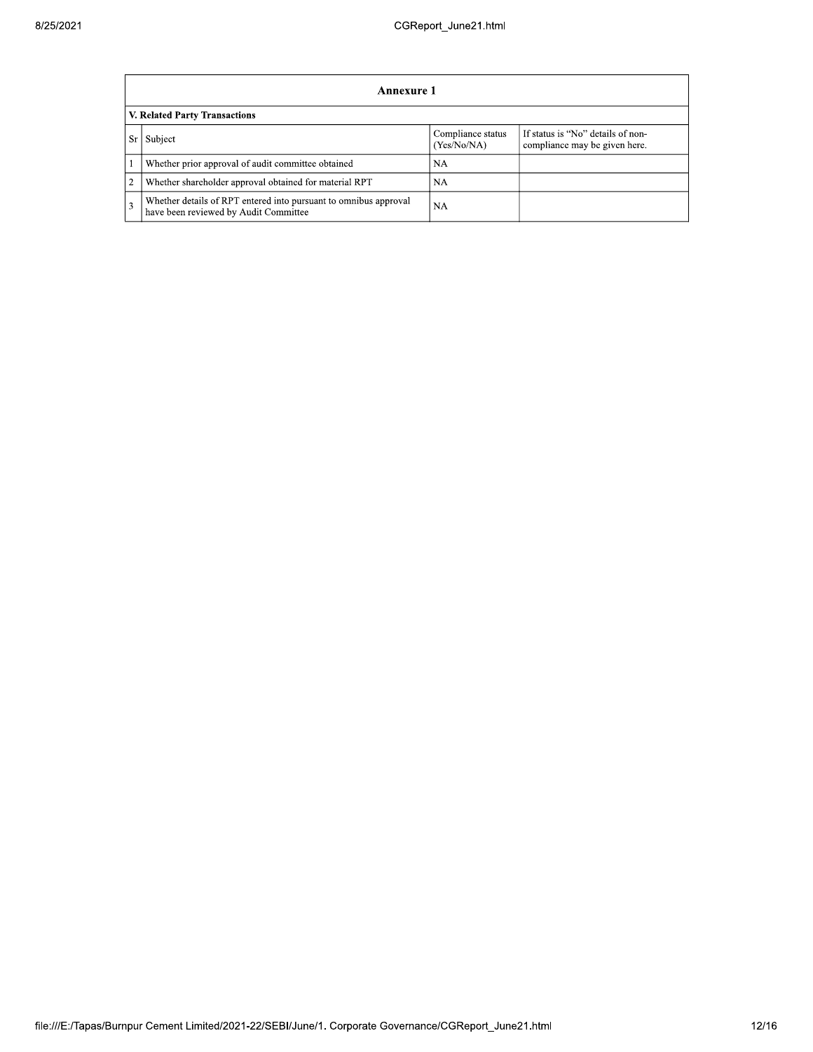## Annexure 1

### V. Related Party Transactions

| Sr | Subject | Compliance status (Yes/No/NA) | If status is "No" details of non-compliance may be given here. |
|---|---|---|---|
| 1 | Whether prior approval of audit committee obtained | NA | |
| 2 | Whether shareholder approval obtained for material RPT | NA | |
| 3 | Whether details of RPT entered into pursuant to omnibus approval have been reviewed by Audit Committee | NA | |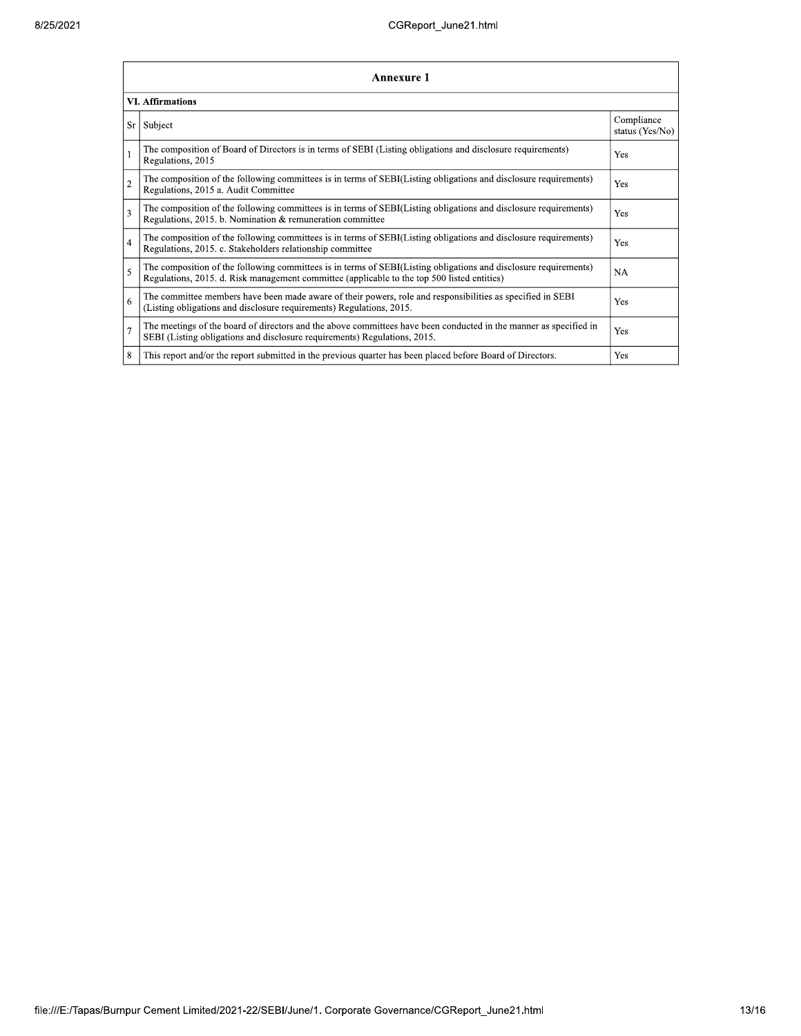## Annexure 1

### VI. Affirmations

| Sr | Subject | Compliance status (Yes/No) |
|---|---|---|
| 1 | The composition of Board of Directors is in terms of SEBI (Listing obligations and disclosure requirements) Regulations, 2015 | Yes |
| 2 | The composition of the following committees is in terms of SEBI(Listing obligations and disclosure requirements) Regulations, 2015 a. Audit Committee | Yes |
| 3 | The composition of the following committees is in terms of SEBI(Listing obligations and disclosure requirements) Regulations, 2015. b. Nomination & remuneration committee | Yes |
| 4 | The composition of the following committees is in terms of SEBI(Listing obligations and disclosure requirements) Regulations, 2015. c. Stakeholders relationship committee | Yes |
| 5 | The composition of the following committees is in terms of SEBI(Listing obligations and disclosure requirements) Regulations, 2015. d. Risk management committee (applicable to the top 500 listed entities) | NA |
| 6 | The committee members have been made aware of their powers, role and responsibilities as specified in SEBI (Listing obligations and disclosure requirements) Regulations, 2015. | Yes |
| 7 | The meetings of the board of directors and the above committees have been conducted in the manner as specified in SEBI (Listing obligations and disclosure requirements) Regulations, 2015. | Yes |
| 8 | This report and/or the report submitted in the previous quarter has been placed before Board of Directors. | Yes |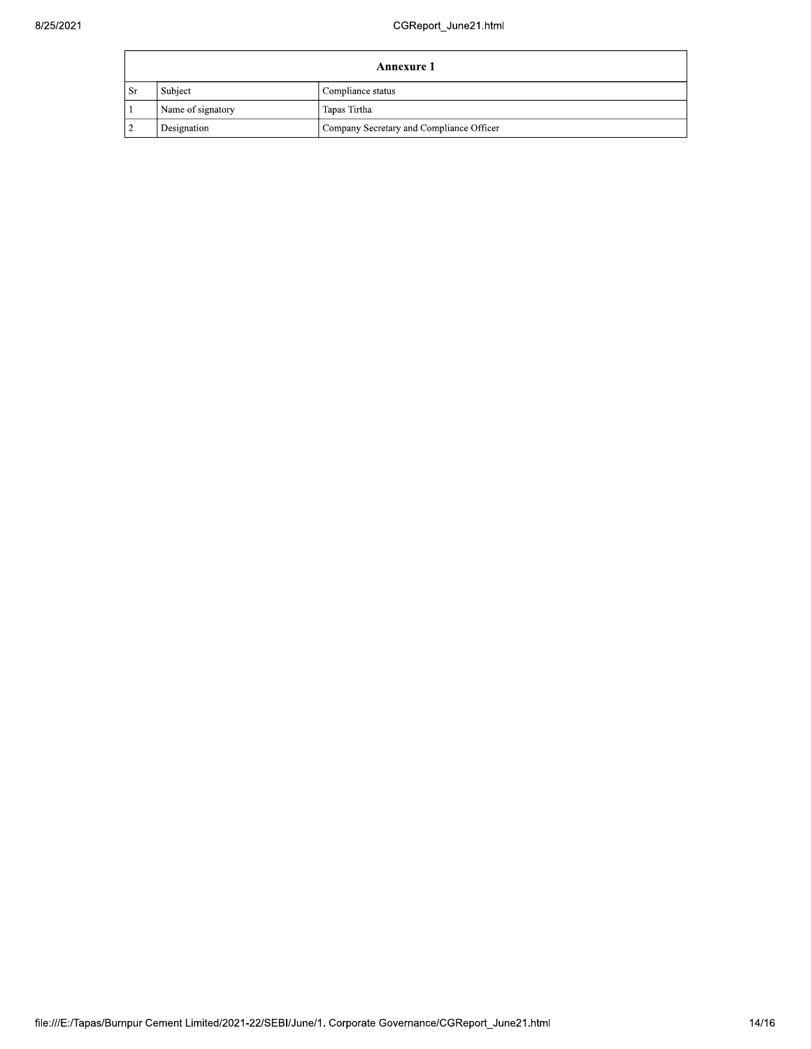| Annexure 1 | | |
|---|---|---|
| Sr | Subject | Compliance status |
| 1 | Name of signatory | Tapas Tirtha |
| 2 | Designation | Company Secretary and Compliance Officer |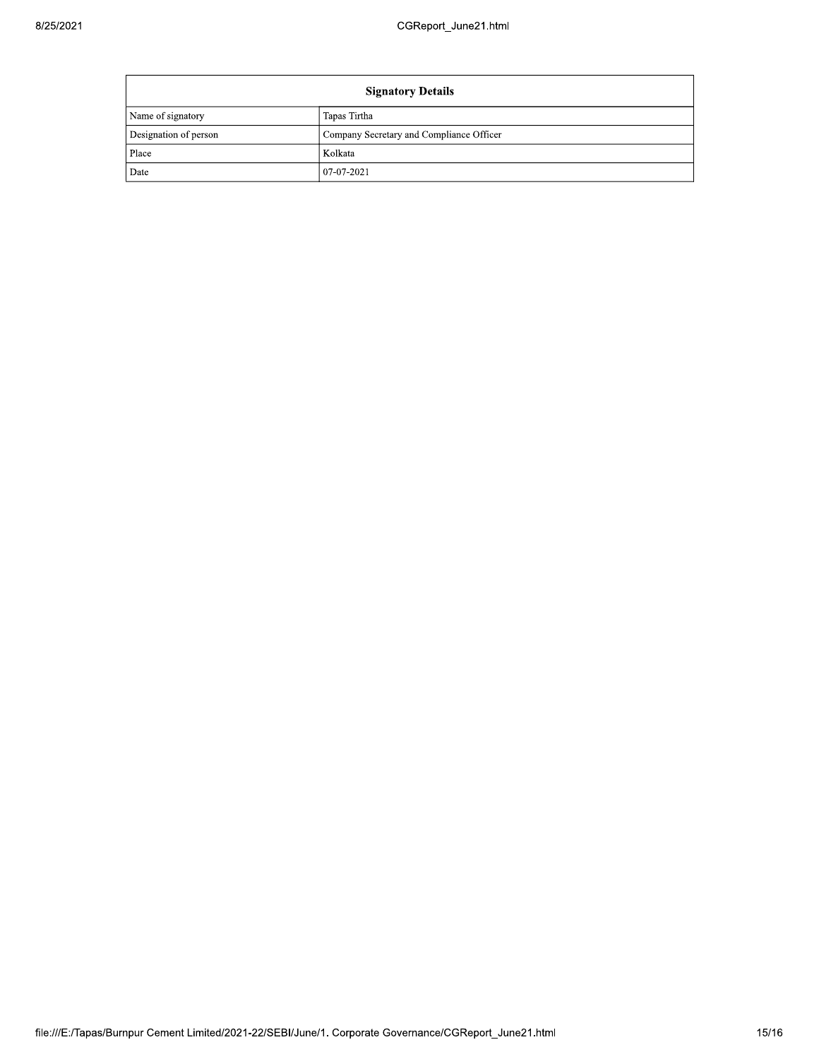| Signatory Details | |
|---|---|
| Name of signatory | Tapas Tirtha |
| Designation of person | Company Secretary and Compliance Officer |
| Place | Kolkata |
| Date | 07-07-2021 |